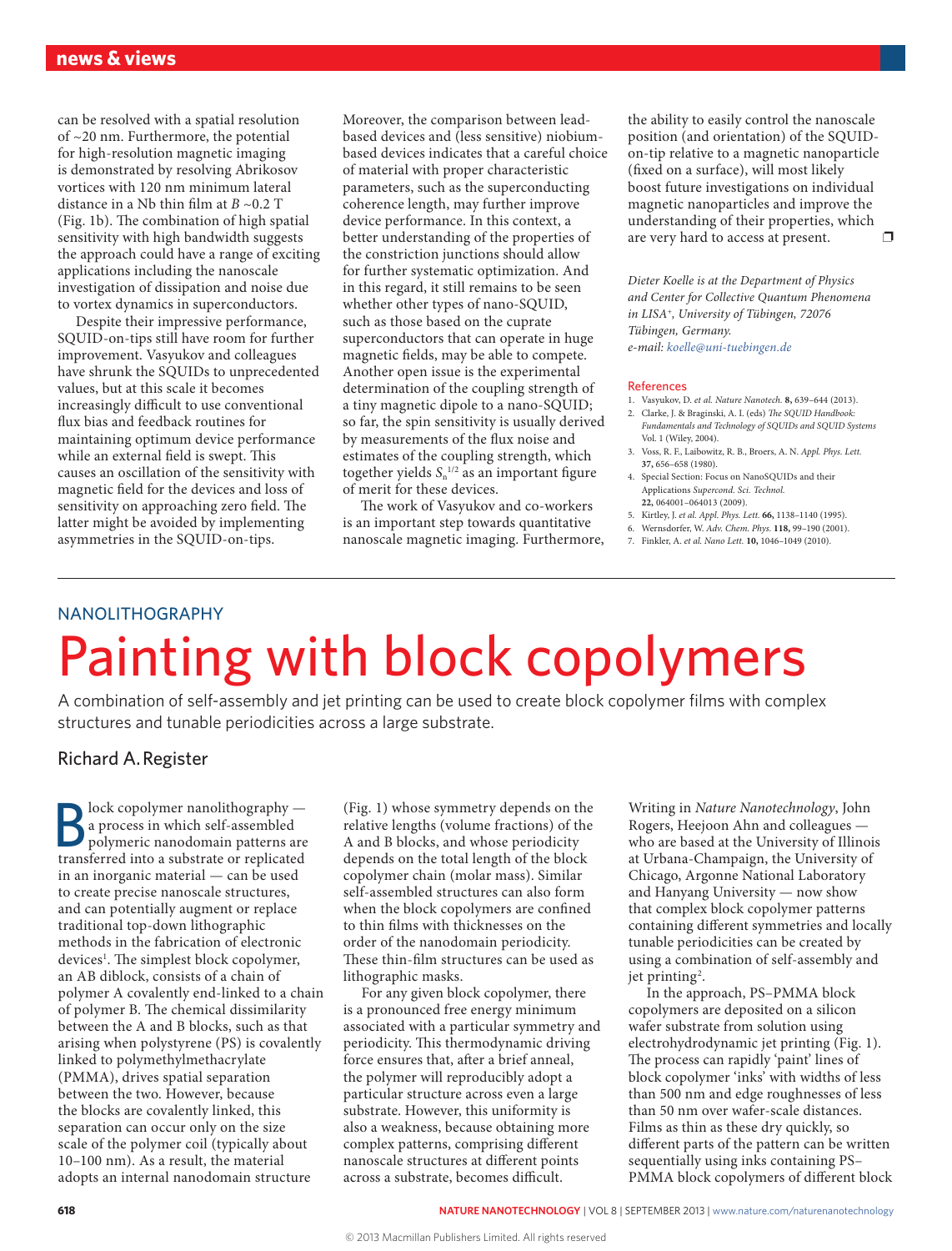can be resolved with a spatial resolution of ~20 nm. Furthermore, the potential for high-resolution magnetic imaging is demonstrated by resolving Abrikosov vortices with 120 nm minimum lateral distance in a Nb thin film at $B$ ~0.2 T (Fig. 1b). The combination of high spatial sensitivity with high bandwidth suggests the approach could have a range of exciting applications including the nanoscale investigation of dissipation and noise due to vortex dynamics in superconductors.

Despite their impressive performance, SQUID-on-tips still have room for further improvement. Vasyukov and colleagues have shrunk the SQUIDs to unprecedented values, but at this scale it becomes increasingly difficult to use conventional flux bias and feedback routines for maintaining optimum device performance while an external field is swept. This causes an oscillation of the sensitivity with magnetic field for the devices and loss of sensitivity on approaching zero field. The latter might be avoided by implementing asymmetries in the SQUID-on-tips.

Moreover, the comparison between lead-based devices and (less sensitive) niobium-based devices indicates that a careful choice of material with proper characteristic parameters, such as the superconducting coherence length, may further improve device performance. In this context, a better understanding of the properties of the constriction junctions should allow for further systematic optimization. And in this regard, it still remains to be seen whether other types of nano-SQUID, such as those based on the cuprate superconductors that can operate in huge magnetic fields, may be able to compete. Another open issue is the experimental determination of the coupling strength of a tiny magnetic dipole to a nano-SQUID; so far, the spin sensitivity is usually derived by measurements of the flux noise and estimates of the coupling strength, which together yields $S_n^{1/2}$ as an important figure of merit for these devices.

The work of Vasyukov and co-workers is an important step towards quantitative nanoscale magnetic imaging. Furthermore, the ability to easily control the nanoscale position (and orientation) of the SQUID-on-tip relative to a magnetic nanoparticle (fixed on a surface), will most likely boost future investigations on individual magnetic nanoparticles and improve the understanding of their properties, which are very hard to access at present. ❐

*Dieter Koelle is at the Department of Physics and Center for Collective Quantum Phenomena in LISA+, University of Tübingen, 72076 Tübingen, Germany.*
*e-mail: koelle@uni-tuebingen.de*

### References

1. Vasyukov, D. *et al. Nature Nanotech.* **8,** 639–644 (2013).
2. Clarke, J. & Braginski, A. I. (eds) *The SQUID Handbook: Fundamentals and Technology of SQUIDs and SQUID Systems* Vol. 1 (Wiley, 2004).
3. Voss, R. F., Laibowitz, R. B., Broers, A. N. *Appl. Phys. Lett.* **37,** 656–658 (1980).
4. Special Section: Focus on NanoSQUIDs and their Applications *Supercond. Sci. Technol.* **22,** 064001–064013 (2009).
5. Kirtley, J. *et al. Appl. Phys. Lett.* **66,** 1138–1140 (1995).
6. Wernsdorfer, W. *Adv. Chem. Phys.* **118,** 99–190 (2001).
7. Finkler, A. *et al. Nano Lett.* **10,** 1046–1049 (2010).

---

NANOLITHOGRAPHY

# Painting with block copolymers

A combination of self-assembly and jet printing can be used to create block copolymer films with complex structures and tunable periodicities across a large substrate.

## Richard A. Register

Block copolymer nanolithography — a process in which self-assembled polymeric nanodomain patterns are transferred into a substrate or replicated in an inorganic material — can be used to create precise nanoscale structures, and can potentially augment or replace traditional top-down lithographic methods in the fabrication of electronic devices[1]. The simplest block copolymer, an AB diblock, consists of a chain of polymer A covalently end-linked to a chain of polymer B. The chemical dissimilarity between the A and B blocks, such as that arising when polystyrene (PS) is covalently linked to polymethylmethacrylate (PMMA), drives spatial separation between the two. However, because the blocks are covalently linked, this separation can occur only on the size scale of the polymer coil (typically about 10–100 nm). As a result, the material adopts an internal nanodomain structure (Fig. 1) whose symmetry depends on the relative lengths (volume fractions) of the A and B blocks, and whose periodicity depends on the total length of the block copolymer chain (molar mass). Similar self-assembled structures can also form when the block copolymers are confined to thin films with thicknesses on the order of the nanodomain periodicity. These thin-film structures can be used as lithographic masks.

For any given block copolymer, there is a pronounced free energy minimum associated with a particular symmetry and periodicity. This thermodynamic driving force ensures that, after a brief anneal, the polymer will reproducibly adopt a particular structure across even a large substrate. However, this uniformity is also a weakness, because obtaining more complex patterns, comprising different nanoscale structures at different points across a substrate, becomes difficult.

Writing in *Nature Nanotechnology*, John Rogers, Heejoon Ahn and colleagues — who are based at the University of Illinois at Urbana-Champaign, the University of Chicago, Argonne National Laboratory and Hanyang University — now show that complex block copolymer patterns containing different symmetries and locally tunable periodicities can be created by using a combination of self-assembly and jet printing[2].

In the approach, PS–PMMA block copolymers are deposited on a silicon wafer substrate from solution using electrohydrodynamic jet printing (Fig. 1). The process can rapidly 'paint' lines of block copolymer 'inks' with widths of less than 500 nm and edge roughnesses of less than 50 nm over wafer-scale distances. Films as thin as these dry quickly, so different parts of the pattern can be written sequentially using inks containing PS–PMMA block copolymers of different block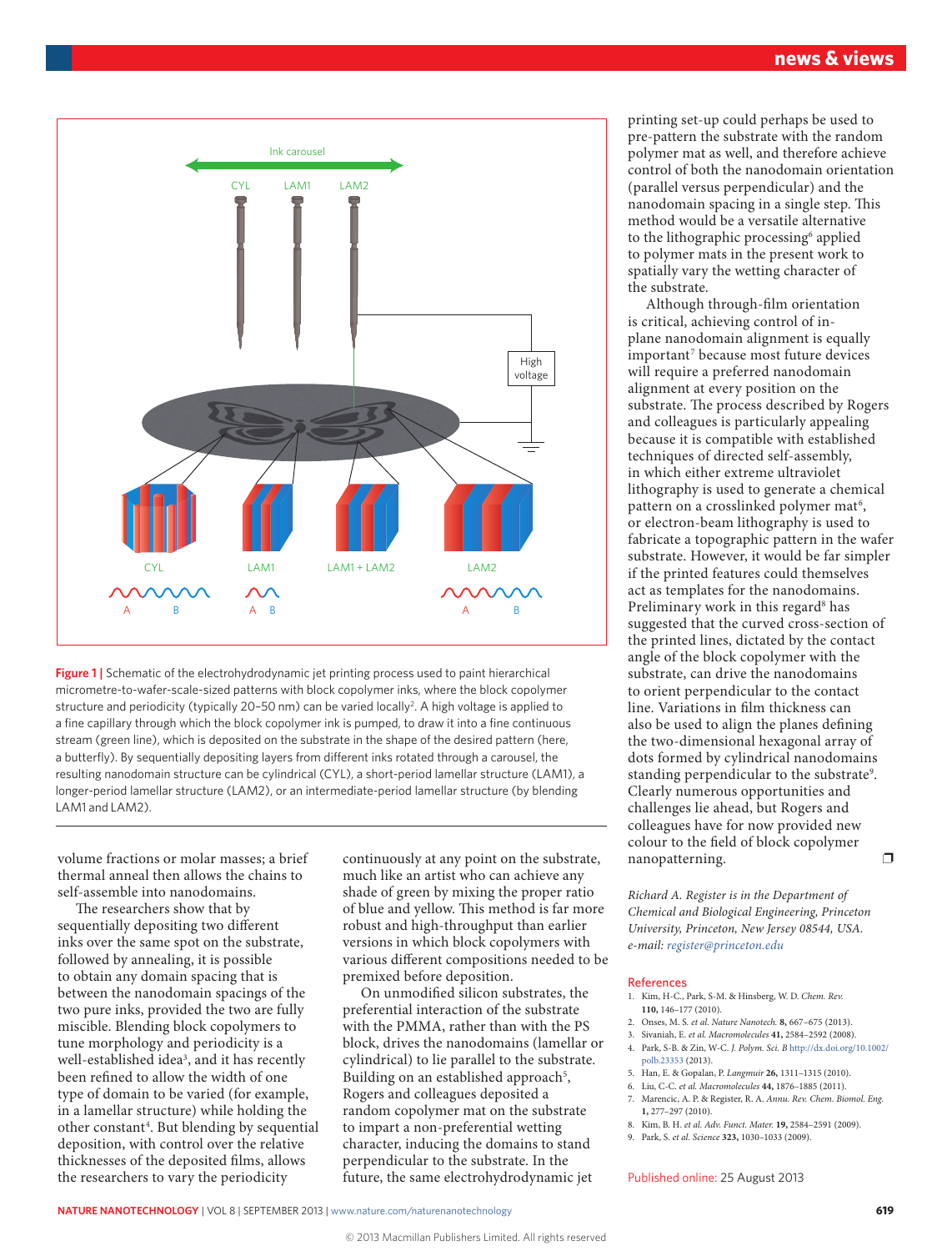Ink carousel

CYL LAM1 LAM2

High voltage

CYL LAM1 LAM1 + LAM2 LAM2

A B A B A B

**Figure 1 |** Schematic of the electrohydrodynamic jet printing process used to paint hierarchical micrometre-to-wafer-scale-sized patterns with block copolymer inks, where the block copolymer structure and periodicity (typically 20–50 nm) can be varied locally[2]. A high voltage is applied to a fine capillary through which the block copolymer ink is pumped, to draw it into a fine continuous stream (green line), which is deposited on the substrate in the shape of the desired pattern (here, a butterfly). By sequentially depositing layers from different inks rotated through a carousel, the resulting nanodomain structure can be cylindrical (CYL), a short-period lamellar structure (LAM1), a longer-period lamellar structure (LAM2), or an intermediate-period lamellar structure (by blending LAM1 and LAM2).

volume fractions or molar masses; a brief thermal anneal then allows the chains to self-assemble into nanodomains.

The researchers show that by sequentially depositing two different inks over the same spot on the substrate, followed by annealing, it is possible to obtain any domain spacing that is between the nanodomain spacings of the two pure inks, provided the two are fully miscible. Blending block copolymers to tune morphology and periodicity is a well-established idea[3], and it has recently been refined to allow the width of one type of domain to be varied (for example, in a lamellar structure) while holding the other constant[4]. But blending by sequential deposition, with control over the relative thicknesses of the deposited films, allows the researchers to vary the periodicity continuously at any point on the substrate, much like an artist who can achieve any shade of green by mixing the proper ratio of blue and yellow. This method is far more robust and high-throughput than earlier versions in which block copolymers with various different compositions needed to be premixed before deposition.

On unmodified silicon substrates, the preferential interaction of the substrate with the PMMA, rather than with the PS block, drives the nanodomains (lamellar or cylindrical) to lie parallel to the substrate. Building on an established approach[5], Rogers and colleagues deposited a random copolymer mat on the substrate to impart a non-preferential wetting character, inducing the domains to stand perpendicular to the substrate. In the future, the same electrohydrodynamic jet printing set-up could perhaps be used to pre-pattern the substrate with the random polymer mat as well, and therefore achieve control of both the nanodomain orientation (parallel versus perpendicular) and the nanodomain spacing in a single step. This method would be a versatile alternative to the lithographic processing[6] applied to polymer mats in the present work to spatially vary the wetting character of the substrate.

Although through-film orientation is critical, achieving control of in-plane nanodomain alignment is equally important[7] because most future devices will require a preferred nanodomain alignment at every position on the substrate. The process described by Rogers and colleagues is particularly appealing because it is compatible with established techniques of directed self-assembly, in which either extreme ultraviolet lithography is used to generate a chemical pattern on a crosslinked polymer mat[6], or electron-beam lithography is used to fabricate a topographic pattern in the wafer substrate. However, it would be far simpler if the printed features could themselves act as templates for the nanodomains. Preliminary work in this regard[8] has suggested that the curved cross-section of the printed lines, dictated by the contact angle of the block copolymer with the substrate, can drive the nanodomains to orient perpendicular to the contact line. Variations in film thickness can also be used to align the planes defining the two-dimensional hexagonal array of dots formed by cylindrical nanodomains standing perpendicular to the substrate[9]. Clearly numerous opportunities and challenges lie ahead, but Rogers and colleagues have for now provided new colour to the field of block copolymer nanopatterning. ❐

*Richard A. Register is in the Department of Chemical and Biological Engineering, Princeton University, Princeton, New Jersey 08544, USA. e-mail: register@princeton.edu*

## References

1. Kim, H-C., Park, S-M. & Hinsberg, W. D. *Chem. Rev.* **110,** 146–177 (2010).
2. Onses, M. S. *et al. Nature Nanotech.* **8,** 667–675 (2013).
3. Sivaniah, E. *et al. Macromolecules* **41,** 2584–2592 (2008).
4. Park, S-B. & Zin, W-C. *J. Polym. Sci. B* http://dx.doi.org/10.1002/polb.23353 (2013).
5. Han, E. & Gopalan, P. *Langmuir* **26,** 1311–1315 (2010).
6. Liu, C-C. *et al. Macromolecules* **44,** 1876–1885 (2011).
7. Marencic, A. P. & Register, R. A. *Annu. Rev. Chem. Biomol. Eng.* **1,** 277–297 (2010).
8. Kim, B. H. *et al. Adv. Funct. Mater.* **19,** 2584–2591 (2009).
9. Park, S. *et al. Science* **323,** 1030–1033 (2009).

Published online: 25 August 2013